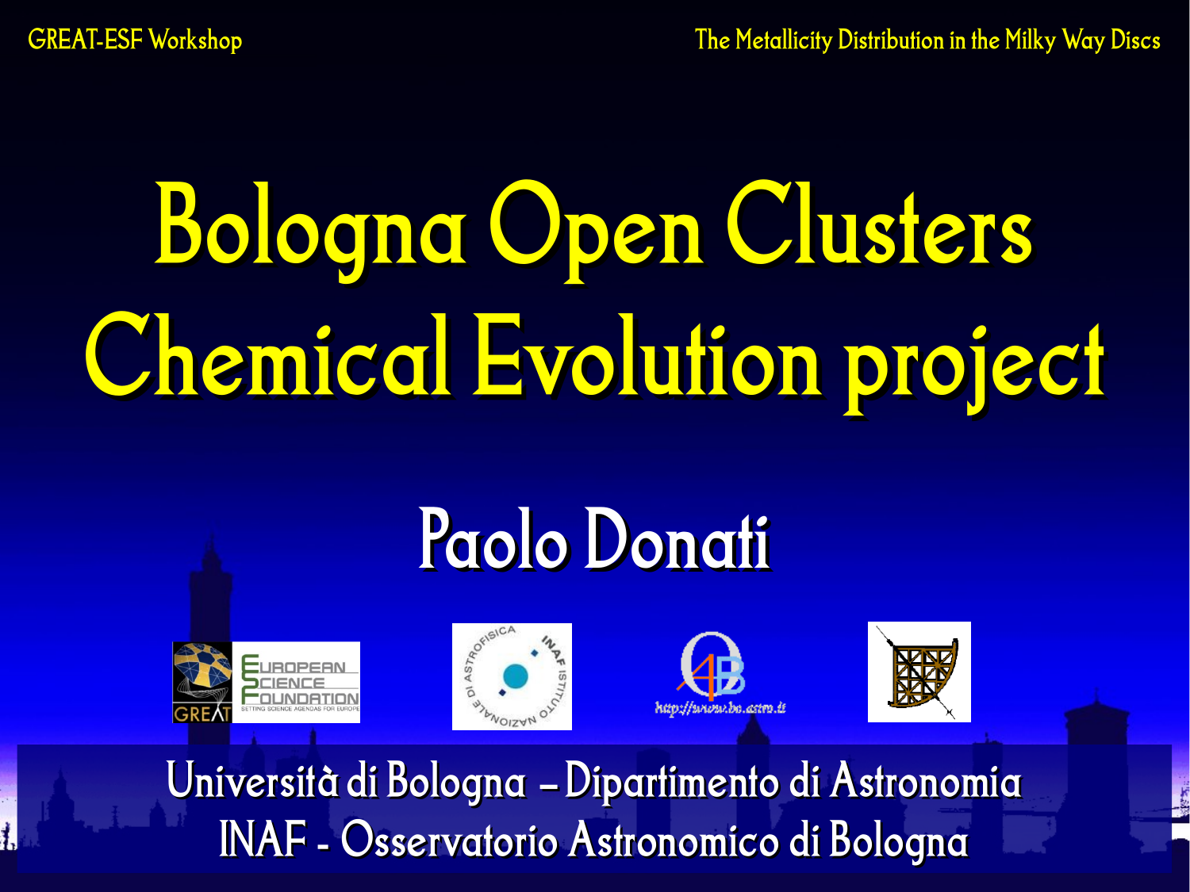GREAT-ESF Workshop

The Metallicity Distribution in the Milky Way Discs

# Bologna Open Clusters Chemical Evolution project

## Paolo Donati

Università di Bologna – Dipartimento di Astronomia

INAF - Osservatorio Astronomico di Bologna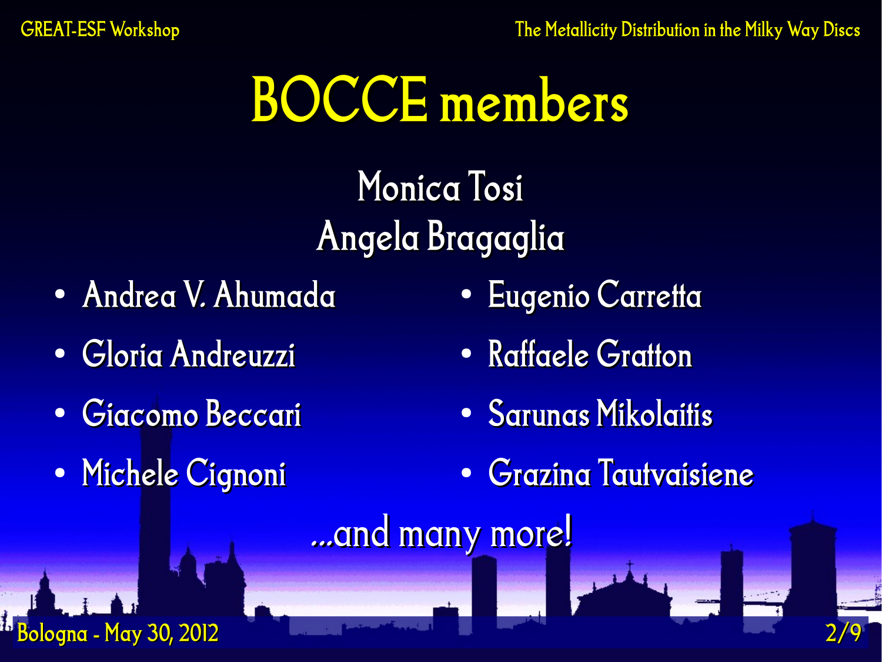# BOCCE members

Monica Tosi

Angela Bragaglia

- Andrea V. Ahumada
- Gloria Andreuzzi
- Giacomo Beccari
- Michele Cignoni
- Eugenio Carretta
- Raffaele Gratton
- Sarunas Mikolaitis
- Grazina Tautvaisiene

...and many more!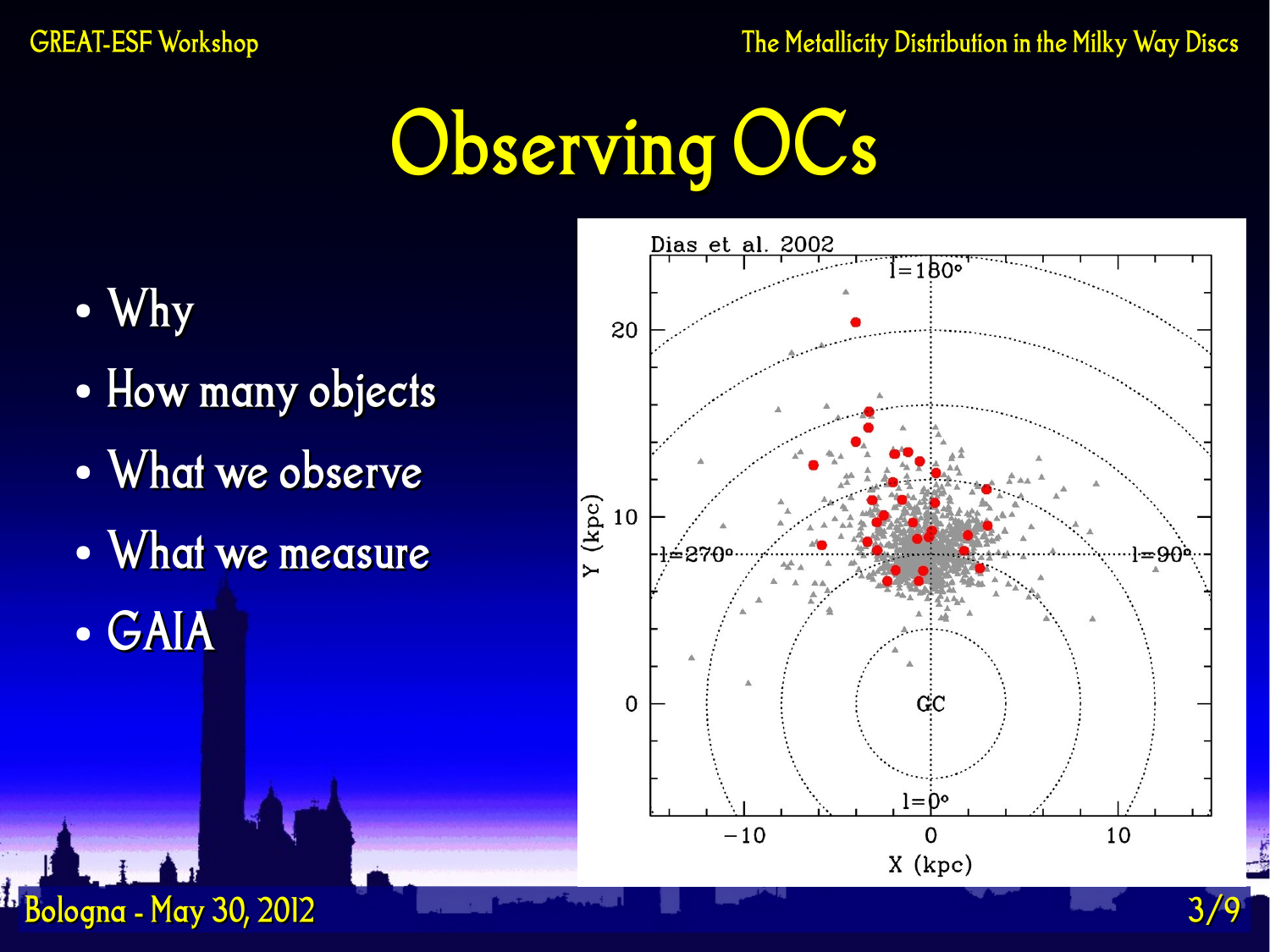# Observing OCs

- Why
- How many objects
- What we observe
- What we measure
- GAIA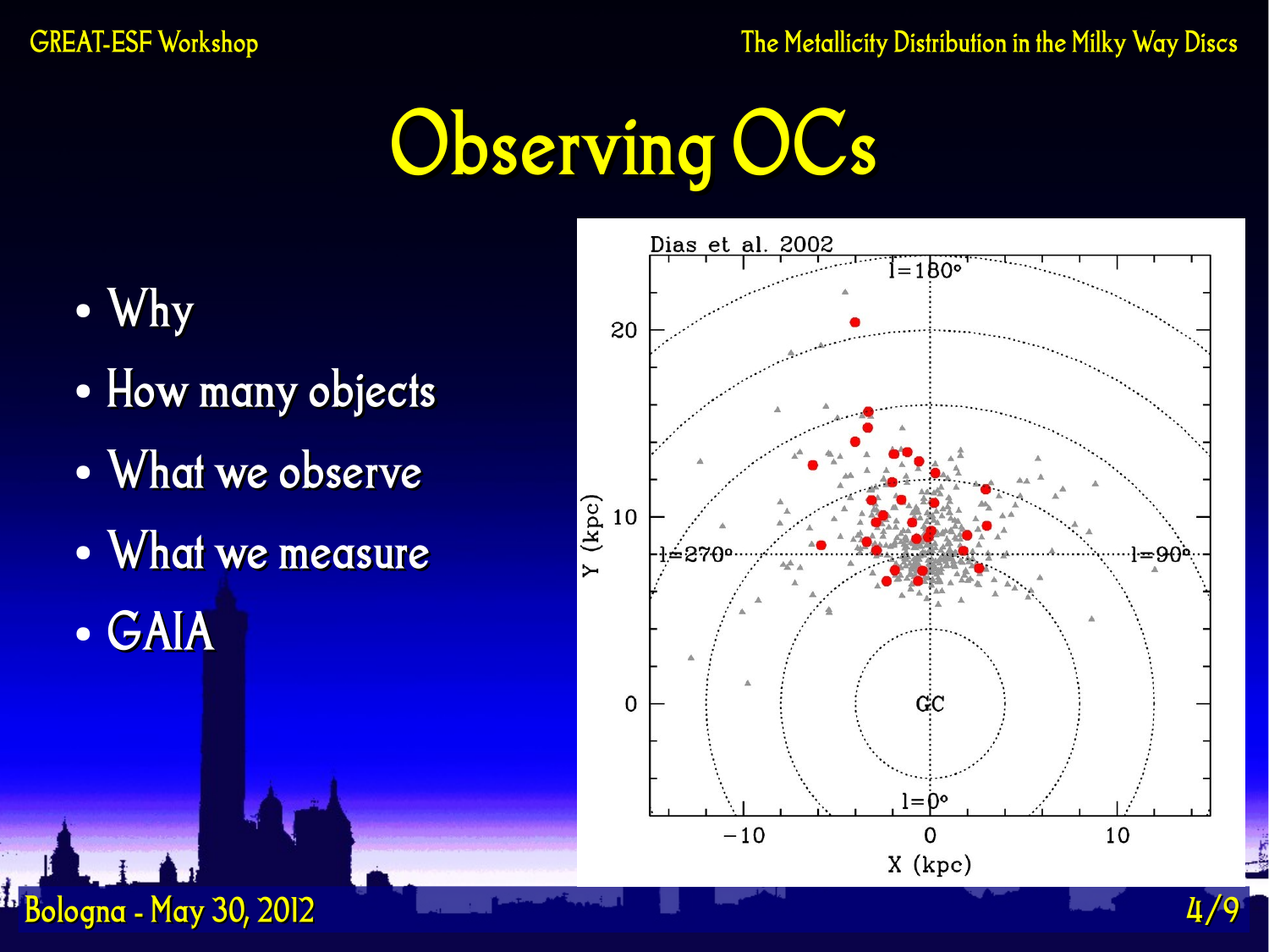# Observing OCs

- Why
- How many objects
- What we observe
- What we measure
- GAIA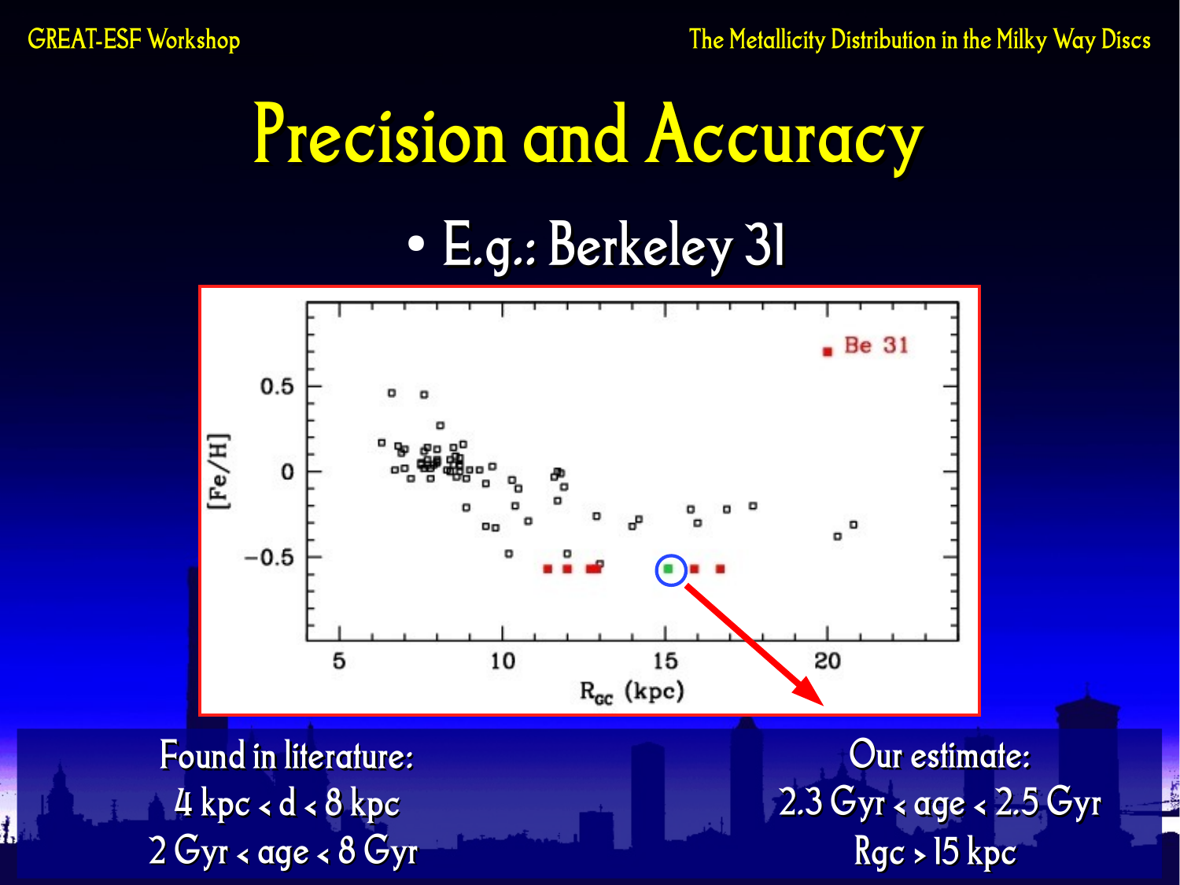# Precision and Accuracy

- E.g.: Berkeley 31

Found in literature:
4 kpc < d < 8 kpc
2 Gyr < age < 8 Gyr

Our estimate:
2.3 Gyr < age < 2.5 Gyr
Rgc > 15 kpc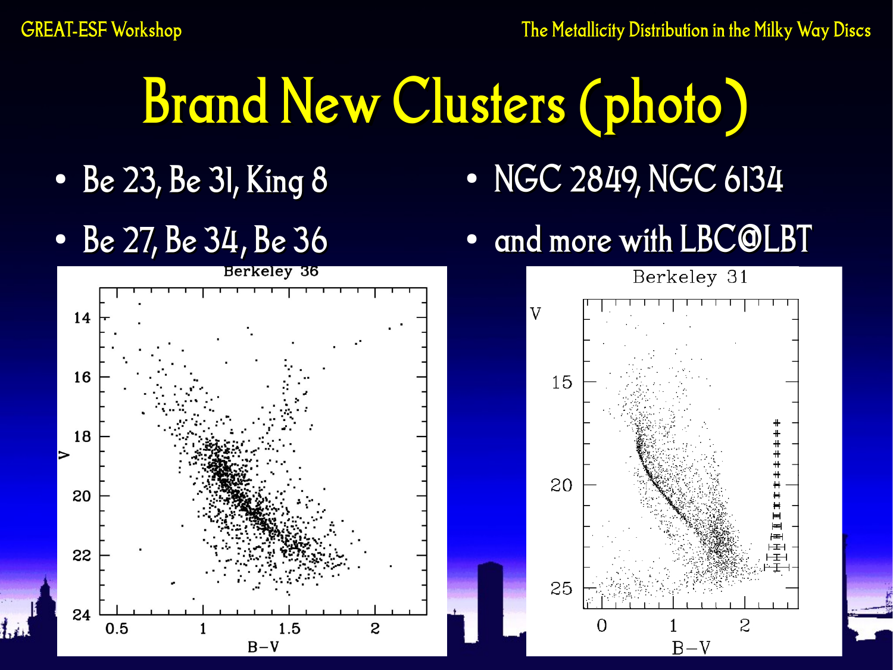# Brand New Clusters (photo)

- Be 23, Be 31, King 8
- Be 27, Be 34, Be 36
- NGC 2849, NGC 6134
- and more with LBC@LBT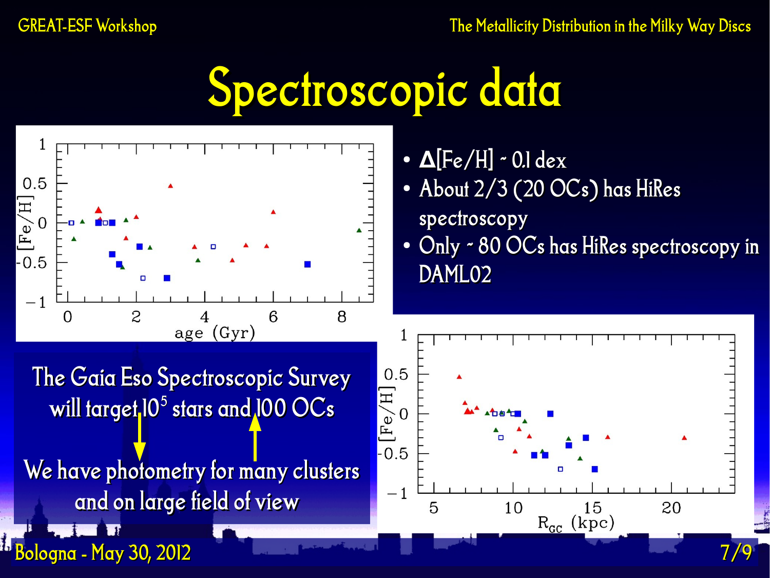# Spectroscopic data

- Δ[Fe/H] ~ 0.1 dex
- About 2/3 (20 OCs) has HiRes spectroscopy
- Only ~ 80 OCs has HiRes spectroscopy in DAML02

The Gaia Eso Spectroscopic Survey will target $10^5$ stars and 100 OCs

We have photometry for many clusters and on large field of view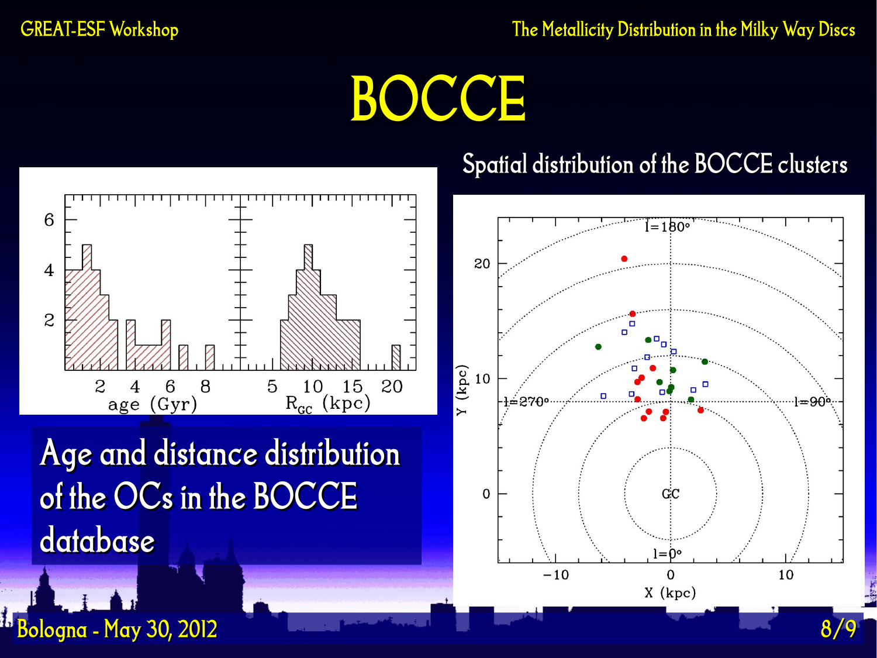# BOCCE

Age and distance distribution of the OCs in the BOCCE database

Spatial distribution of the BOCCE clusters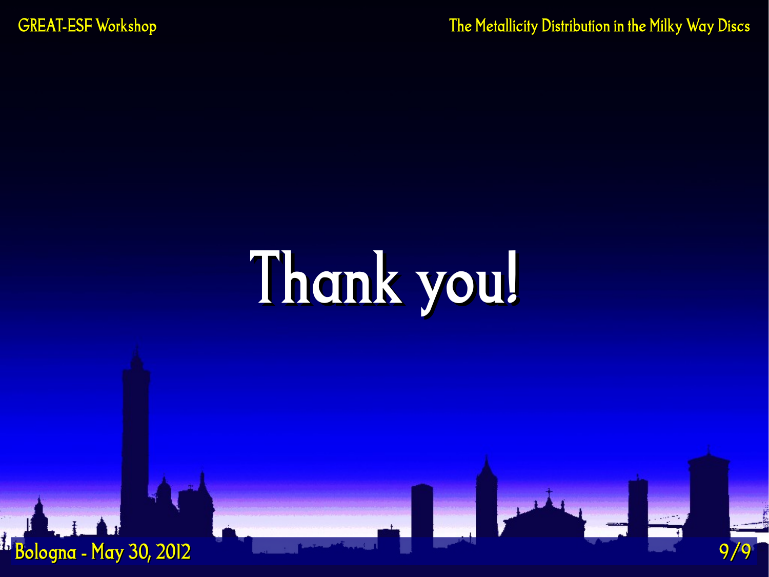# Thank you!